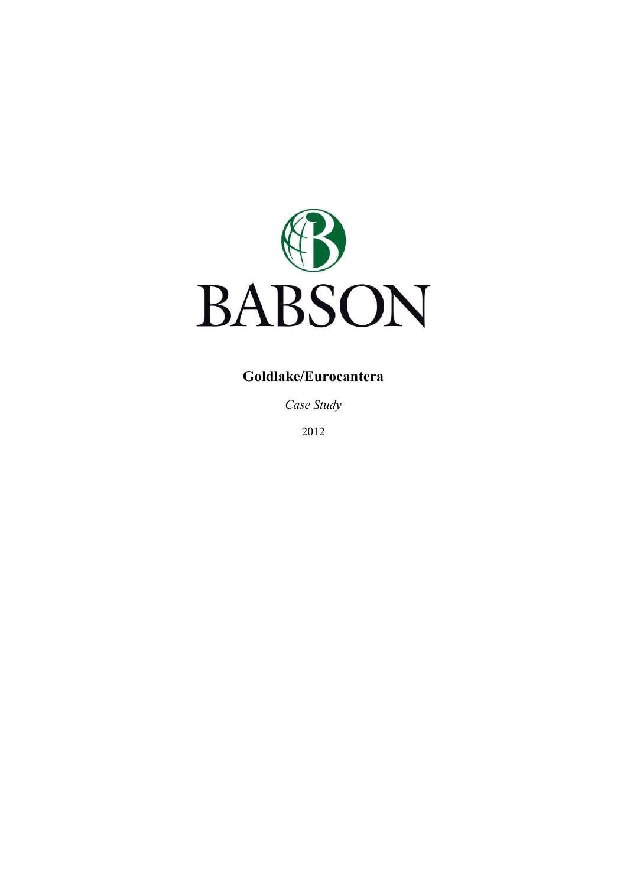BABSON

# Goldlake/Eurocantera

*Case Study*

2012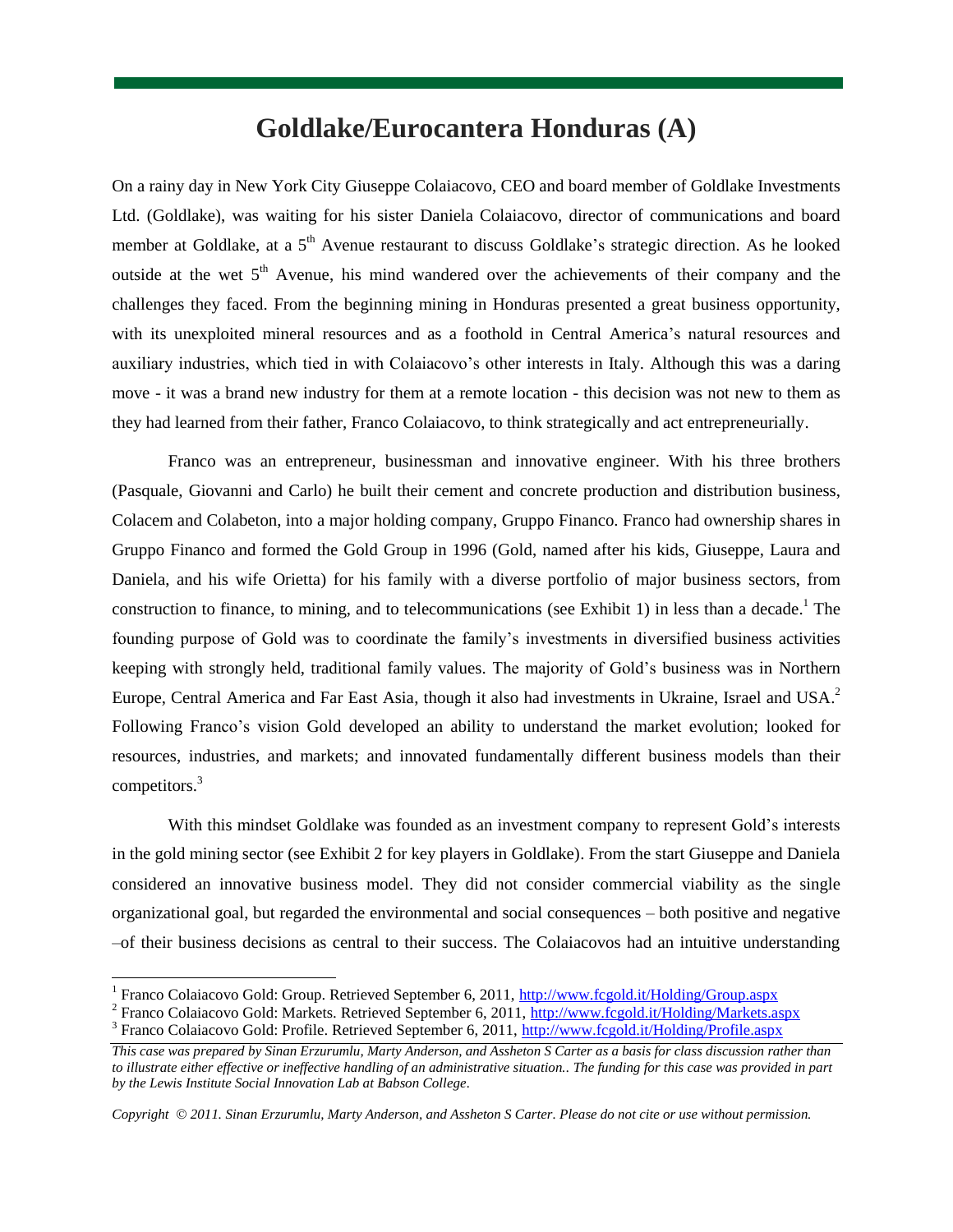# Goldlake/Eurocantera Honduras (A)

On a rainy day in New York City Giuseppe Colaiacovo, CEO and board member of Goldlake Investments Ltd. (Goldlake), was waiting for his sister Daniela Colaiacovo, director of communications and board member at Goldlake, at a 5th Avenue restaurant to discuss Goldlake's strategic direction. As he looked outside at the wet 5th Avenue, his mind wandered over the achievements of their company and the challenges they faced. From the beginning mining in Honduras presented a great business opportunity, with its unexploited mineral resources and as a foothold in Central America's natural resources and auxiliary industries, which tied in with Colaiacovo's other interests in Italy. Although this was a daring move - it was a brand new industry for them at a remote location - this decision was not new to them as they had learned from their father, Franco Colaiacovo, to think strategically and act entrepreneurially.

Franco was an entrepreneur, businessman and innovative engineer. With his three brothers (Pasquale, Giovanni and Carlo) he built their cement and concrete production and distribution business, Colacem and Colabeton, into a major holding company, Gruppo Financo. Franco had ownership shares in Gruppo Financo and formed the Gold Group in 1996 (Gold, named after his kids, Giuseppe, Laura and Daniela, and his wife Orietta) for his family with a diverse portfolio of major business sectors, from construction to finance, to mining, and to telecommunications (see Exhibit 1) in less than a decade.[1] The founding purpose of Gold was to coordinate the family's investments in diversified business activities keeping with strongly held, traditional family values. The majority of Gold's business was in Northern Europe, Central America and Far East Asia, though it also had investments in Ukraine, Israel and USA.[2] Following Franco's vision Gold developed an ability to understand the market evolution; looked for resources, industries, and markets; and innovated fundamentally different business models than their competitors.[3]

With this mindset Goldlake was founded as an investment company to represent Gold's interests in the gold mining sector (see Exhibit 2 for key players in Goldlake). From the start Giuseppe and Daniela considered an innovative business model. They did not consider commercial viability as the single organizational goal, but regarded the environmental and social consequences – both positive and negative –of their business decisions as central to their success. The Colaiacovos had an intuitive understanding

---

[1] Franco Colaiacovo Gold: Group. Retrieved September 6, 2011, http://www.fcgold.it/Holding/Group.aspx

[2] Franco Colaiacovo Gold: Markets. Retrieved September 6, 2011, http://www.fcgold.it/Holding/Markets.aspx

[3] Franco Colaiacovo Gold: Profile. Retrieved September 6, 2011, http://www.fcgold.it/Holding/Profile.aspx

*This case was prepared by Sinan Erzurumlu, Marty Anderson, and Assheton S Carter as a basis for class discussion rather than to illustrate either effective or ineffective handling of an administrative situation.. The funding for this case was provided in part by the Lewis Institute Social Innovation Lab at Babson College.*

*Copyright © 2011. Sinan Erzurumlu, Marty Anderson, and Assheton S Carter. Please do not cite or use without permission.*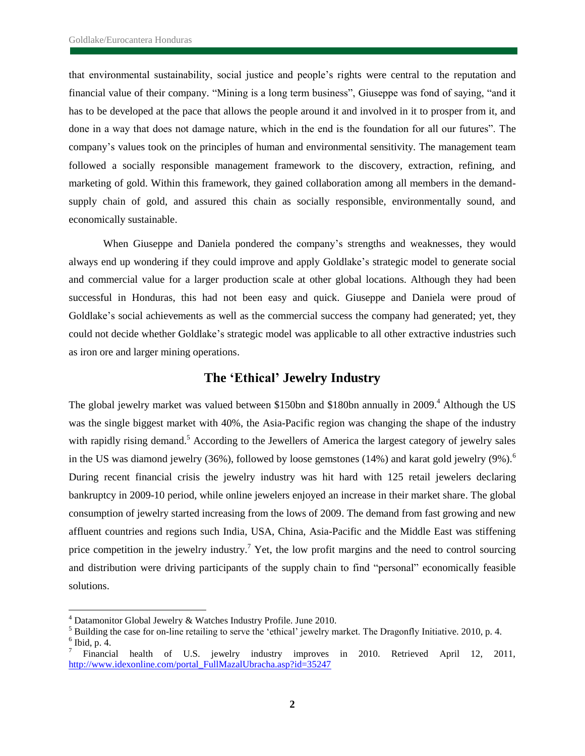that environmental sustainability, social justice and people's rights were central to the reputation and financial value of their company. "Mining is a long term business", Giuseppe was fond of saying, "and it has to be developed at the pace that allows the people around it and involved in it to prosper from it, and done in a way that does not damage nature, which in the end is the foundation for all our futures". The company's values took on the principles of human and environmental sensitivity. The management team followed a socially responsible management framework to the discovery, extraction, refining, and marketing of gold. Within this framework, they gained collaboration among all members in the demand-supply chain of gold, and assured this chain as socially responsible, environmentally sound, and economically sustainable.

When Giuseppe and Daniela pondered the company's strengths and weaknesses, they would always end up wondering if they could improve and apply Goldlake's strategic model to generate social and commercial value for a larger production scale at other global locations. Although they had been successful in Honduras, this had not been easy and quick. Giuseppe and Daniela were proud of Goldlake's social achievements as well as the commercial success the company had generated; yet, they could not decide whether Goldlake's strategic model was applicable to all other extractive industries such as iron ore and larger mining operations.

## The 'Ethical' Jewelry Industry

The global jewelry market was valued between \$150bn and \$180bn annually in 2009.[4] Although the US was the single biggest market with 40%, the Asia-Pacific region was changing the shape of the industry with rapidly rising demand.[5] According to the Jewellers of America the largest category of jewelry sales in the US was diamond jewelry (36%), followed by loose gemstones (14%) and karat gold jewelry (9%).[6] During recent financial crisis the jewelry industry was hit hard with 125 retail jewelers declaring bankruptcy in 2009-10 period, while online jewelers enjoyed an increase in their market share. The global consumption of jewelry started increasing from the lows of 2009. The demand from fast growing and new affluent countries and regions such India, USA, China, Asia-Pacific and the Middle East was stiffening price competition in the jewelry industry.[7] Yet, the low profit margins and the need to control sourcing and distribution were driving participants of the supply chain to find "personal" economically feasible solutions.

---

[4] Datamonitor Global Jewelry & Watches Industry Profile. June 2010.

[5] Building the case for on-line retailing to serve the 'ethical' jewelry market. The Dragonfly Initiative. 2010, p. 4.

[6] Ibid, p. 4.

[7] Financial health of U.S. jewelry industry improves in 2010. Retrieved April 12, 2011, http://www.idexonline.com/portal_FullMazalUbracha.asp?id=35247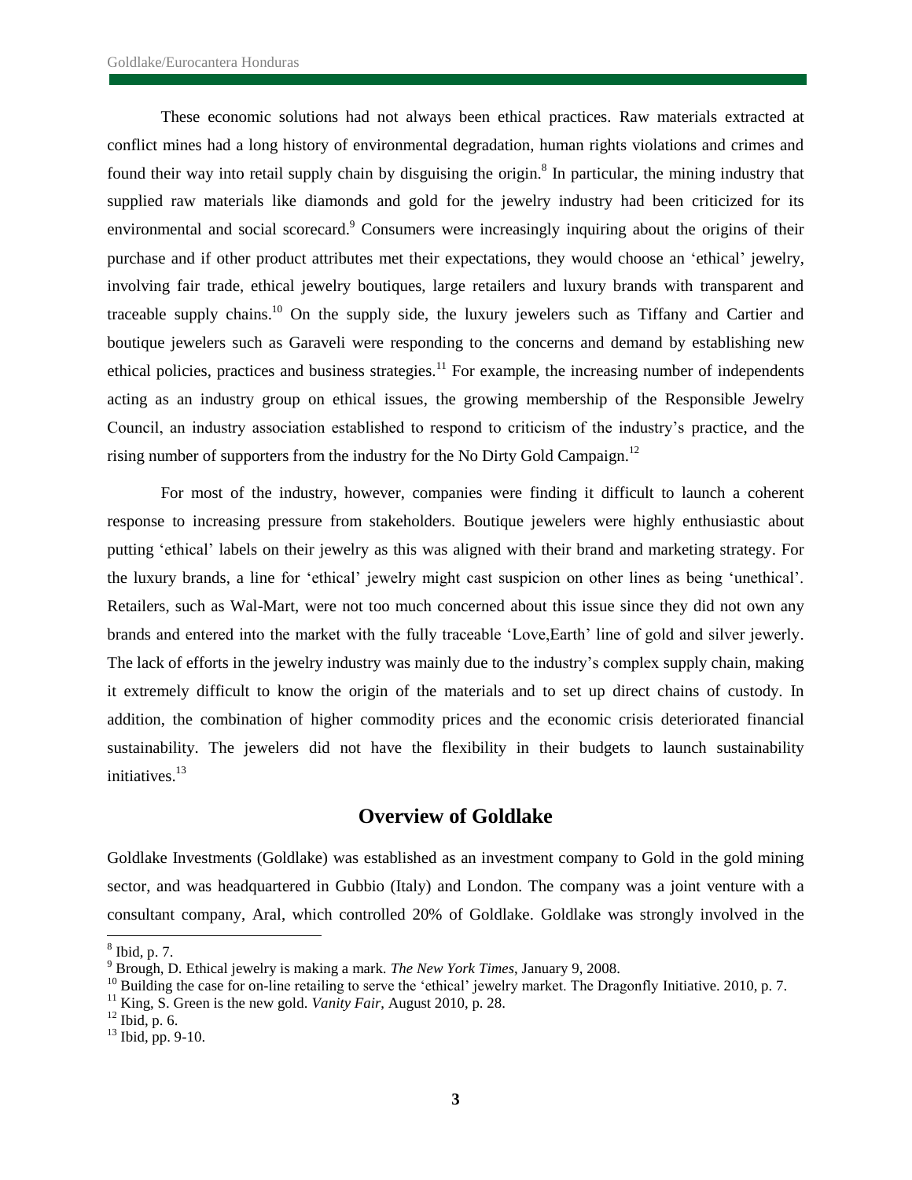These economic solutions had not always been ethical practices. Raw materials extracted at conflict mines had a long history of environmental degradation, human rights violations and crimes and found their way into retail supply chain by disguising the origin.[8] In particular, the mining industry that supplied raw materials like diamonds and gold for the jewelry industry had been criticized for its environmental and social scorecard.[9] Consumers were increasingly inquiring about the origins of their purchase and if other product attributes met their expectations, they would choose an 'ethical' jewelry, involving fair trade, ethical jewelry boutiques, large retailers and luxury brands with transparent and traceable supply chains.[10] On the supply side, the luxury jewelers such as Tiffany and Cartier and boutique jewelers such as Garaveli were responding to the concerns and demand by establishing new ethical policies, practices and business strategies.[11] For example, the increasing number of independents acting as an industry group on ethical issues, the growing membership of the Responsible Jewelry Council, an industry association established to respond to criticism of the industry's practice, and the rising number of supporters from the industry for the No Dirty Gold Campaign.[12]

For most of the industry, however, companies were finding it difficult to launch a coherent response to increasing pressure from stakeholders. Boutique jewelers were highly enthusiastic about putting 'ethical' labels on their jewelry as this was aligned with their brand and marketing strategy. For the luxury brands, a line for 'ethical' jewelry might cast suspicion on other lines as being 'unethical'. Retailers, such as Wal-Mart, were not too much concerned about this issue since they did not own any brands and entered into the market with the fully traceable 'Love,Earth' line of gold and silver jewerly. The lack of efforts in the jewelry industry was mainly due to the industry's complex supply chain, making it extremely difficult to know the origin of the materials and to set up direct chains of custody. In addition, the combination of higher commodity prices and the economic crisis deteriorated financial sustainability. The jewelers did not have the flexibility in their budgets to launch sustainability initiatives.[13]

## Overview of Goldlake

Goldlake Investments (Goldlake) was established as an investment company to Gold in the gold mining sector, and was headquartered in Gubbio (Italy) and London. The company was a joint venture with a consultant company, Aral, which controlled 20% of Goldlake. Goldlake was strongly involved in the

---

[8] Ibid, p. 7.
[9] Brough, D. Ethical jewelry is making a mark. *The New York Times*, January 9, 2008.
[10] Building the case for on-line retailing to serve the 'ethical' jewelry market. The Dragonfly Initiative. 2010, p. 7.
[11] King, S. Green is the new gold. *Vanity Fair*, August 2010, p. 28.
[12] Ibid, p. 6.
[13] Ibid, pp. 9-10.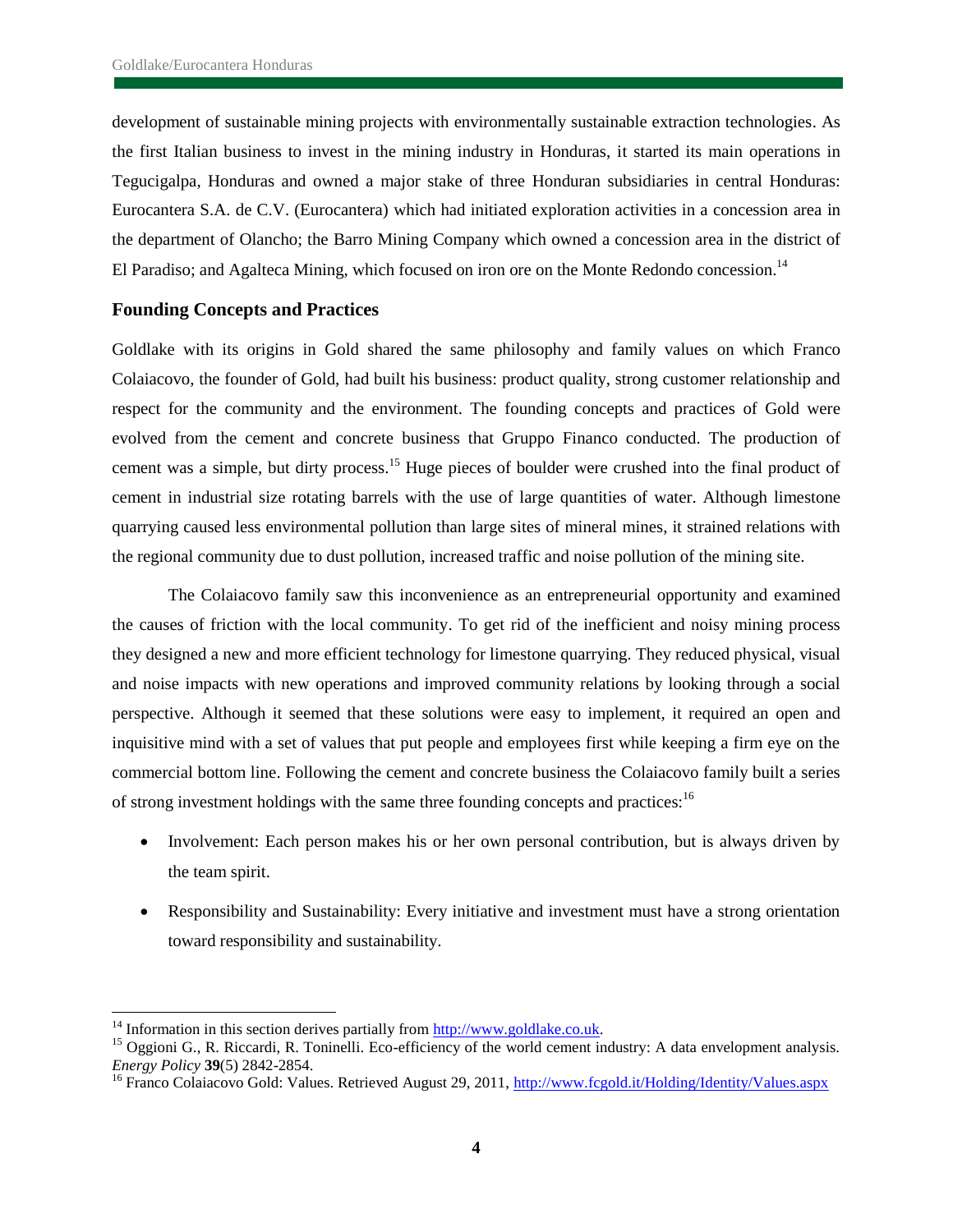development of sustainable mining projects with environmentally sustainable extraction technologies. As the first Italian business to invest in the mining industry in Honduras, it started its main operations in Tegucigalpa, Honduras and owned a major stake of three Honduran subsidiaries in central Honduras: Eurocantera S.A. de C.V. (Eurocantera) which had initiated exploration activities in a concession area in the department of Olancho; the Barro Mining Company which owned a concession area in the district of El Paradiso; and Agalteca Mining, which focused on iron ore on the Monte Redondo concession.[14]

### Founding Concepts and Practices

Goldlake with its origins in Gold shared the same philosophy and family values on which Franco Colaiacovo, the founder of Gold, had built his business: product quality, strong customer relationship and respect for the community and the environment. The founding concepts and practices of Gold were evolved from the cement and concrete business that Gruppo Financo conducted. The production of cement was a simple, but dirty process.[15] Huge pieces of boulder were crushed into the final product of cement in industrial size rotating barrels with the use of large quantities of water. Although limestone quarrying caused less environmental pollution than large sites of mineral mines, it strained relations with the regional community due to dust pollution, increased traffic and noise pollution of the mining site.

The Colaiacovo family saw this inconvenience as an entrepreneurial opportunity and examined the causes of friction with the local community. To get rid of the inefficient and noisy mining process they designed a new and more efficient technology for limestone quarrying. They reduced physical, visual and noise impacts with new operations and improved community relations by looking through a social perspective. Although it seemed that these solutions were easy to implement, it required an open and inquisitive mind with a set of values that put people and employees first while keeping a firm eye on the commercial bottom line. Following the cement and concrete business the Colaiacovo family built a series of strong investment holdings with the same three founding concepts and practices:[16]

- Involvement: Each person makes his or her own personal contribution, but is always driven by the team spirit.
- Responsibility and Sustainability: Every initiative and investment must have a strong orientation toward responsibility and sustainability.

---

[14] Information in this section derives partially from http://www.goldlake.co.uk.

[15] Oggioni G., R. Riccardi, R. Toninelli. Eco-efficiency of the world cement industry: A data envelopment analysis. *Energy Policy* **39**(5) 2842-2854.

[16] Franco Colaiacovo Gold: Values. Retrieved August 29, 2011, http://www.fcgold.it/Holding/Identity/Values.aspx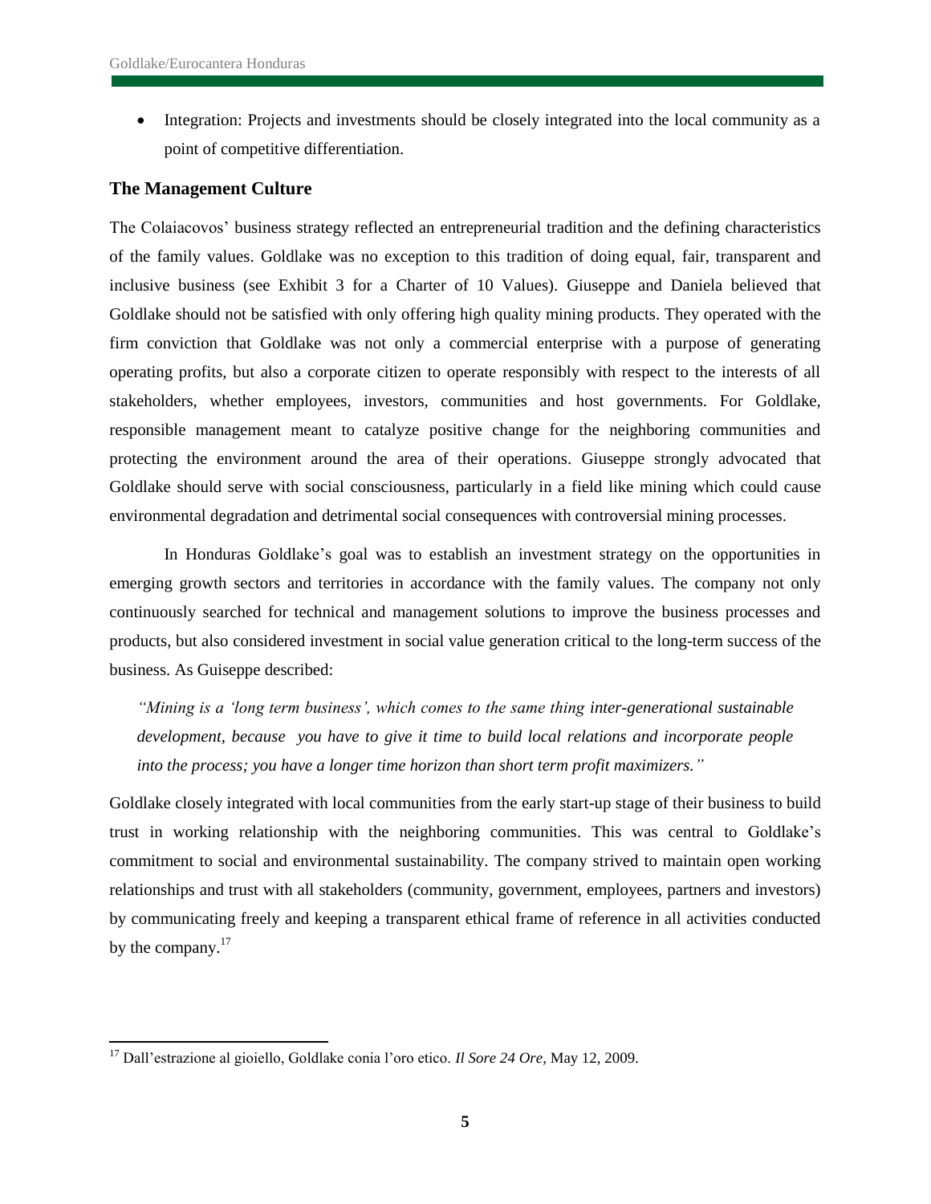- Integration: Projects and investments should be closely integrated into the local community as a point of competitive differentiation.

### The Management Culture

The Colaiacovos' business strategy reflected an entrepreneurial tradition and the defining characteristics of the family values. Goldlake was no exception to this tradition of doing equal, fair, transparent and inclusive business (see Exhibit 3 for a Charter of 10 Values). Giuseppe and Daniela believed that Goldlake should not be satisfied with only offering high quality mining products. They operated with the firm conviction that Goldlake was not only a commercial enterprise with a purpose of generating operating profits, but also a corporate citizen to operate responsibly with respect to the interests of all stakeholders, whether employees, investors, communities and host governments. For Goldlake, responsible management meant to catalyze positive change for the neighboring communities and protecting the environment around the area of their operations. Giuseppe strongly advocated that Goldlake should serve with social consciousness, particularly in a field like mining which could cause environmental degradation and detrimental social consequences with controversial mining processes.

In Honduras Goldlake's goal was to establish an investment strategy on the opportunities in emerging growth sectors and territories in accordance with the family values. The company not only continuously searched for technical and management solutions to improve the business processes and products, but also considered investment in social value generation critical to the long-term success of the business. As Guiseppe described:

> *"Mining is a 'long term business', which comes to the same thing inter-generational sustainable development, because you have to give it time to build local relations and incorporate people into the process; you have a longer time horizon than short term profit maximizers."*

Goldlake closely integrated with local communities from the early start-up stage of their business to build trust in working relationship with the neighboring communities. This was central to Goldlake's commitment to social and environmental sustainability. The company strived to maintain open working relationships and trust with all stakeholders (community, government, employees, partners and investors) by communicating freely and keeping a transparent ethical frame of reference in all activities conducted by the company.[17]

---

[17] Dall'estrazione al gioiello, Goldlake conia l'oro etico. *Il Sore 24 Ore*, May 12, 2009.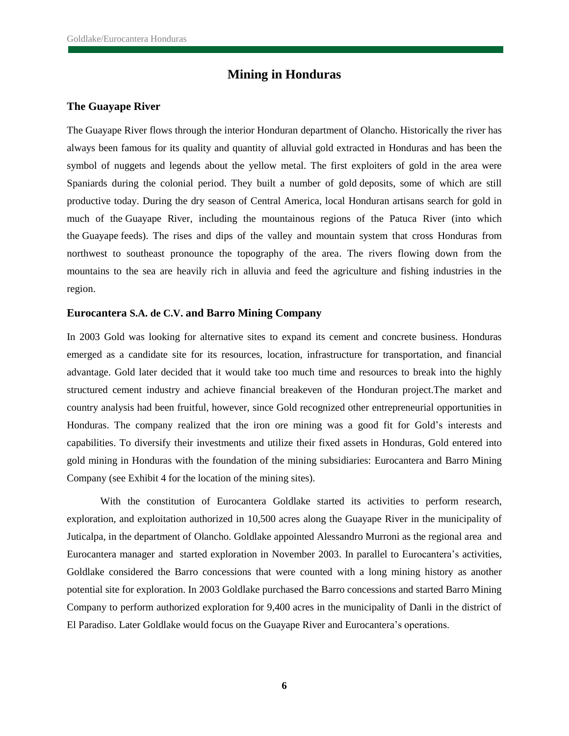# Mining in Honduras

## The Guayape River

The Guayape River flows through the interior Honduran department of Olancho. Historically the river has always been famous for its quality and quantity of alluvial gold extracted in Honduras and has been the symbol of nuggets and legends about the yellow metal. The first exploiters of gold in the area were Spaniards during the colonial period. They built a number of gold deposits, some of which are still productive today. During the dry season of Central America, local Honduran artisans search for gold in much of the Guayape River, including the mountainous regions of the Patuca River (into which the Guayape feeds). The rises and dips of the valley and mountain system that cross Honduras from northwest to southeast pronounce the topography of the area. The rivers flowing down from the mountains to the sea are heavily rich in alluvia and feed the agriculture and fishing industries in the region.

## Eurocantera S.A. de C.V. and Barro Mining Company

In 2003 Gold was looking for alternative sites to expand its cement and concrete business. Honduras emerged as a candidate site for its resources, location, infrastructure for transportation, and financial advantage. Gold later decided that it would take too much time and resources to break into the highly structured cement industry and achieve financial breakeven of the Honduran project.The market and country analysis had been fruitful, however, since Gold recognized other entrepreneurial opportunities in Honduras. The company realized that the iron ore mining was a good fit for Gold's interests and capabilities. To diversify their investments and utilize their fixed assets in Honduras, Gold entered into gold mining in Honduras with the foundation of the mining subsidiaries: Eurocantera and Barro Mining Company (see Exhibit 4 for the location of the mining sites).

With the constitution of Eurocantera Goldlake started its activities to perform research, exploration, and exploitation authorized in 10,500 acres along the Guayape River in the municipality of Juticalpa, in the department of Olancho. Goldlake appointed Alessandro Murroni as the regional area and Eurocantera manager and started exploration in November 2003. In parallel to Eurocantera's activities, Goldlake considered the Barro concessions that were counted with a long mining history as another potential site for exploration. In 2003 Goldlake purchased the Barro concessions and started Barro Mining Company to perform authorized exploration for 9,400 acres in the municipality of Danli in the district of El Paradiso. Later Goldlake would focus on the Guayape River and Eurocantera's operations.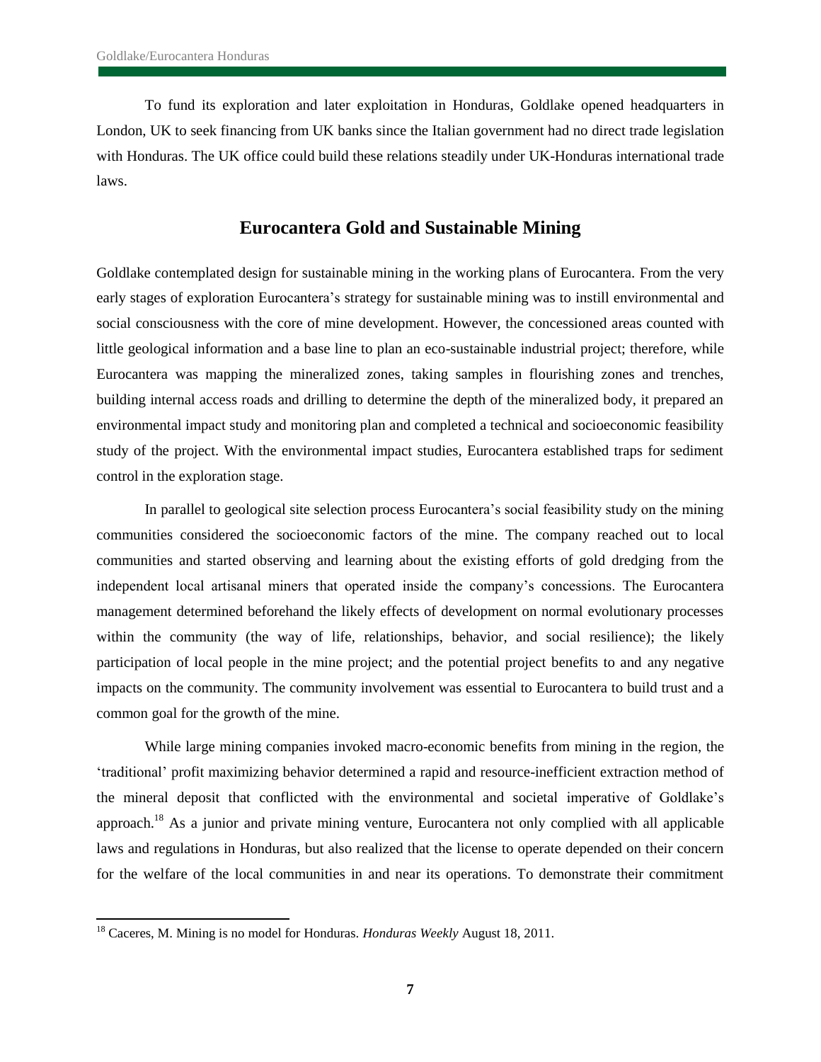To fund its exploration and later exploitation in Honduras, Goldlake opened headquarters in London, UK to seek financing from UK banks since the Italian government had no direct trade legislation with Honduras. The UK office could build these relations steadily under UK-Honduras international trade laws.

## Eurocantera Gold and Sustainable Mining

Goldlake contemplated design for sustainable mining in the working plans of Eurocantera. From the very early stages of exploration Eurocantera's strategy for sustainable mining was to instill environmental and social consciousness with the core of mine development. However, the concessioned areas counted with little geological information and a base line to plan an eco-sustainable industrial project; therefore, while Eurocantera was mapping the mineralized zones, taking samples in flourishing zones and trenches, building internal access roads and drilling to determine the depth of the mineralized body, it prepared an environmental impact study and monitoring plan and completed a technical and socioeconomic feasibility study of the project. With the environmental impact studies, Eurocantera established traps for sediment control in the exploration stage.

In parallel to geological site selection process Eurocantera's social feasibility study on the mining communities considered the socioeconomic factors of the mine. The company reached out to local communities and started observing and learning about the existing efforts of gold dredging from the independent local artisanal miners that operated inside the company's concessions. The Eurocantera management determined beforehand the likely effects of development on normal evolutionary processes within the community (the way of life, relationships, behavior, and social resilience); the likely participation of local people in the mine project; and the potential project benefits to and any negative impacts on the community. The community involvement was essential to Eurocantera to build trust and a common goal for the growth of the mine.

While large mining companies invoked macro-economic benefits from mining in the region, the 'traditional' profit maximizing behavior determined a rapid and resource-inefficient extraction method of the mineral deposit that conflicted with the environmental and societal imperative of Goldlake's approach.[18] As a junior and private mining venture, Eurocantera not only complied with all applicable laws and regulations in Honduras, but also realized that the license to operate depended on their concern for the welfare of the local communities in and near its operations. To demonstrate their commitment

---

[18] Caceres, M. Mining is no model for Honduras. *Honduras Weekly* August 18, 2011.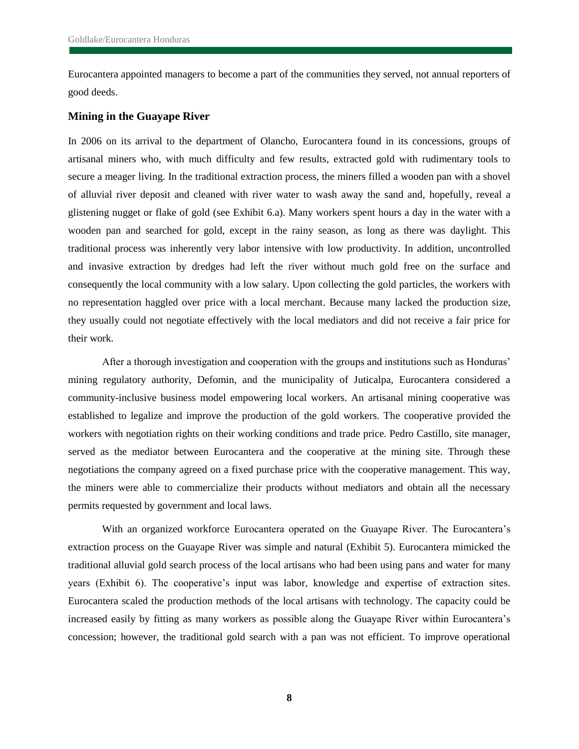Eurocantera appointed managers to become a part of the communities they served, not annual reporters of good deeds.

### Mining in the Guayape River

In 2006 on its arrival to the department of Olancho, Eurocantera found in its concessions, groups of artisanal miners who, with much difficulty and few results, extracted gold with rudimentary tools to secure a meager living. In the traditional extraction process, the miners filled a wooden pan with a shovel of alluvial river deposit and cleaned with river water to wash away the sand and, hopefully, reveal a glistening nugget or flake of gold (see Exhibit 6.a). Many workers spent hours a day in the water with a wooden pan and searched for gold, except in the rainy season, as long as there was daylight. This traditional process was inherently very labor intensive with low productivity. In addition, uncontrolled and invasive extraction by dredges had left the river without much gold free on the surface and consequently the local community with a low salary. Upon collecting the gold particles, the workers with no representation haggled over price with a local merchant. Because many lacked the production size, they usually could not negotiate effectively with the local mediators and did not receive a fair price for their work.

After a thorough investigation and cooperation with the groups and institutions such as Honduras' mining regulatory authority, Defomin, and the municipality of Juticalpa, Eurocantera considered a community-inclusive business model empowering local workers. An artisanal mining cooperative was established to legalize and improve the production of the gold workers. The cooperative provided the workers with negotiation rights on their working conditions and trade price. Pedro Castillo, site manager, served as the mediator between Eurocantera and the cooperative at the mining site. Through these negotiations the company agreed on a fixed purchase price with the cooperative management. This way, the miners were able to commercialize their products without mediators and obtain all the necessary permits requested by government and local laws.

With an organized workforce Eurocantera operated on the Guayape River. The Eurocantera's extraction process on the Guayape River was simple and natural (Exhibit 5). Eurocantera mimicked the traditional alluvial gold search process of the local artisans who had been using pans and water for many years (Exhibit 6). The cooperative's input was labor, knowledge and expertise of extraction sites. Eurocantera scaled the production methods of the local artisans with technology. The capacity could be increased easily by fitting as many workers as possible along the Guayape River within Eurocantera's concession; however, the traditional gold search with a pan was not efficient. To improve operational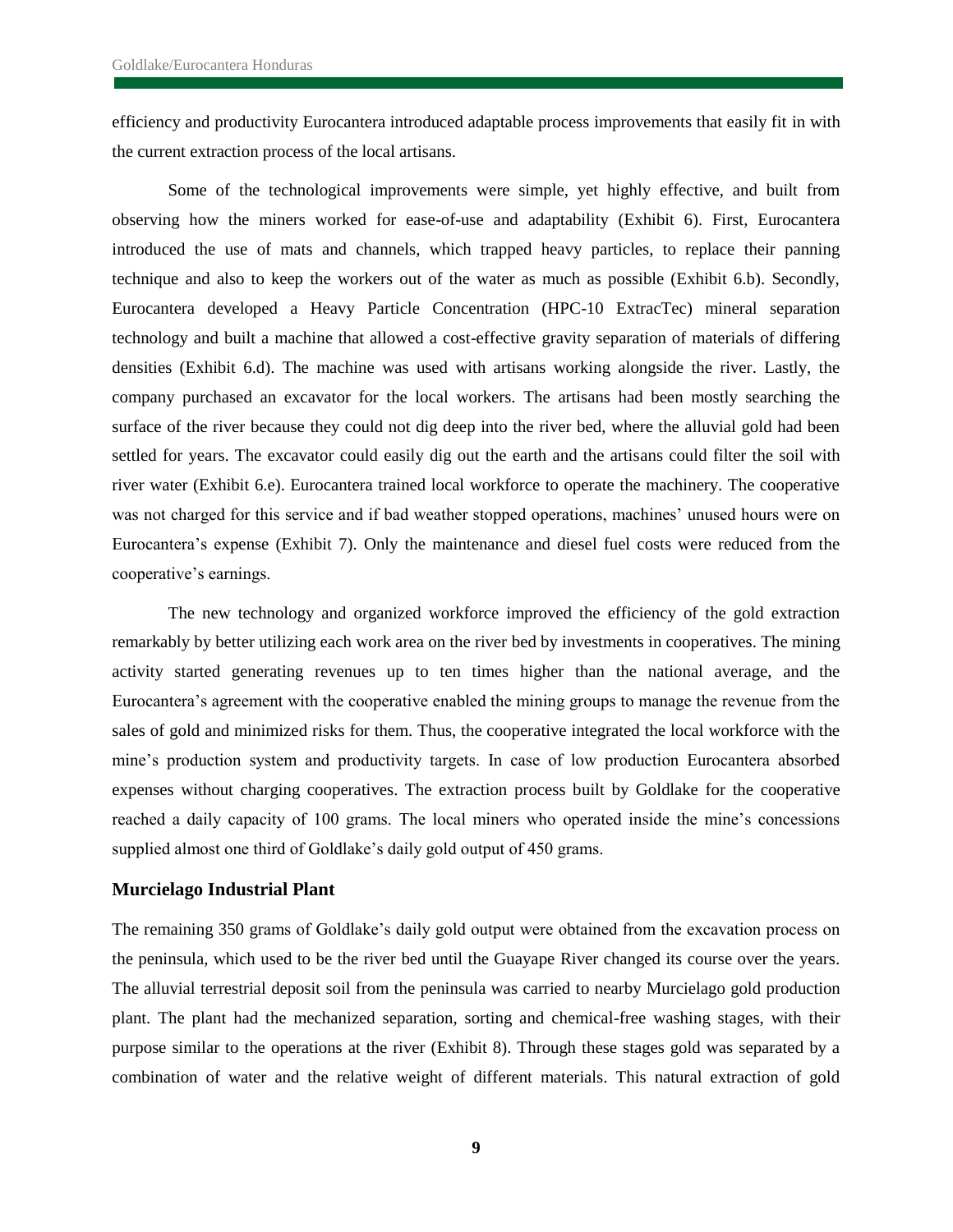efficiency and productivity Eurocantera introduced adaptable process improvements that easily fit in with the current extraction process of the local artisans.

Some of the technological improvements were simple, yet highly effective, and built from observing how the miners worked for ease-of-use and adaptability (Exhibit 6). First, Eurocantera introduced the use of mats and channels, which trapped heavy particles, to replace their panning technique and also to keep the workers out of the water as much as possible (Exhibit 6.b). Secondly, Eurocantera developed a Heavy Particle Concentration (HPC-10 ExtracTec) mineral separation technology and built a machine that allowed a cost-effective gravity separation of materials of differing densities (Exhibit 6.d). The machine was used with artisans working alongside the river. Lastly, the company purchased an excavator for the local workers. The artisans had been mostly searching the surface of the river because they could not dig deep into the river bed, where the alluvial gold had been settled for years. The excavator could easily dig out the earth and the artisans could filter the soil with river water (Exhibit 6.e). Eurocantera trained local workforce to operate the machinery. The cooperative was not charged for this service and if bad weather stopped operations, machines' unused hours were on Eurocantera's expense (Exhibit 7). Only the maintenance and diesel fuel costs were reduced from the cooperative's earnings.

The new technology and organized workforce improved the efficiency of the gold extraction remarkably by better utilizing each work area on the river bed by investments in cooperatives. The mining activity started generating revenues up to ten times higher than the national average, and the Eurocantera's agreement with the cooperative enabled the mining groups to manage the revenue from the sales of gold and minimized risks for them. Thus, the cooperative integrated the local workforce with the mine's production system and productivity targets. In case of low production Eurocantera absorbed expenses without charging cooperatives. The extraction process built by Goldlake for the cooperative reached a daily capacity of 100 grams. The local miners who operated inside the mine's concessions supplied almost one third of Goldlake's daily gold output of 450 grams.

### Murcielago Industrial Plant

The remaining 350 grams of Goldlake's daily gold output were obtained from the excavation process on the peninsula, which used to be the river bed until the Guayape River changed its course over the years. The alluvial terrestrial deposit soil from the peninsula was carried to nearby Murcielago gold production plant. The plant had the mechanized separation, sorting and chemical-free washing stages, with their purpose similar to the operations at the river (Exhibit 8). Through these stages gold was separated by a combination of water and the relative weight of different materials. This natural extraction of gold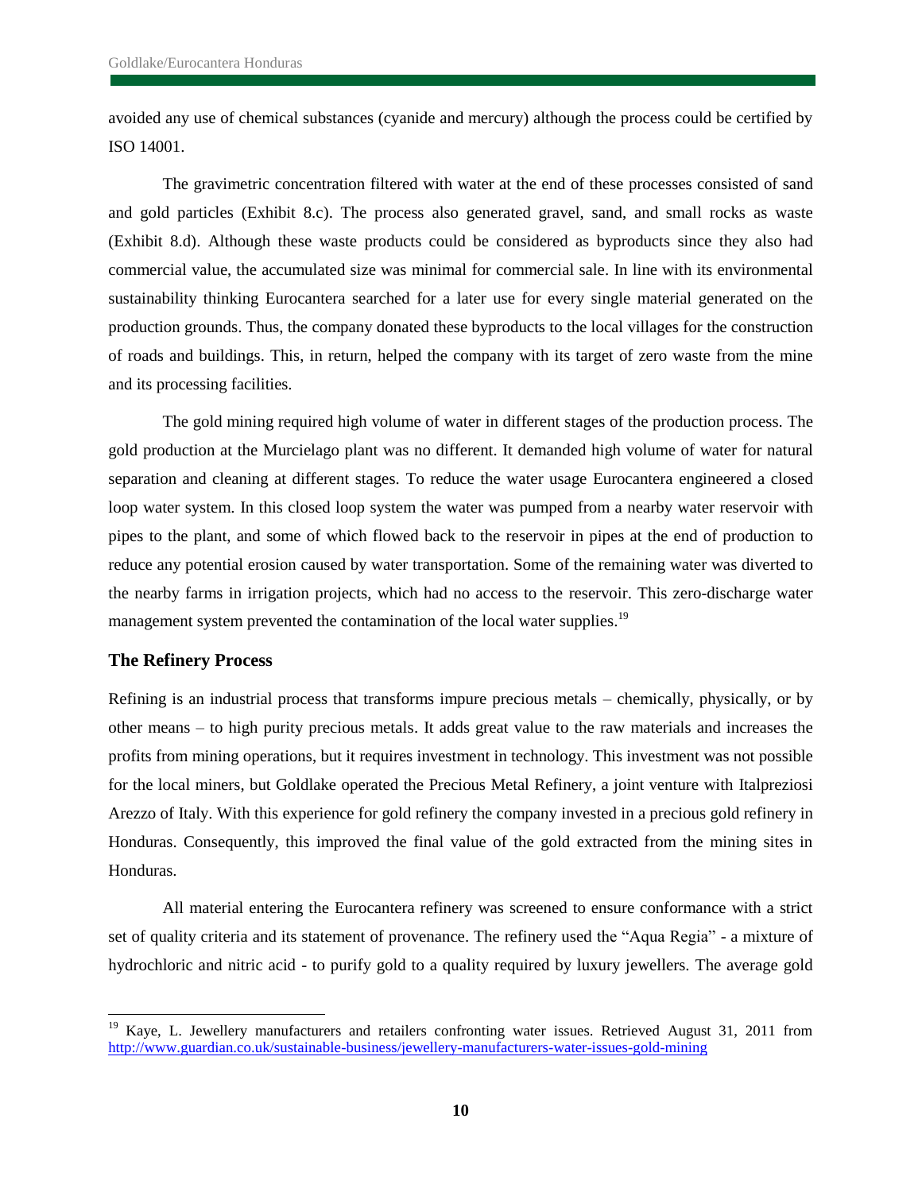avoided any use of chemical substances (cyanide and mercury) although the process could be certified by ISO 14001.

The gravimetric concentration filtered with water at the end of these processes consisted of sand and gold particles (Exhibit 8.c). The process also generated gravel, sand, and small rocks as waste (Exhibit 8.d). Although these waste products could be considered as byproducts since they also had commercial value, the accumulated size was minimal for commercial sale. In line with its environmental sustainability thinking Eurocantera searched for a later use for every single material generated on the production grounds. Thus, the company donated these byproducts to the local villages for the construction of roads and buildings. This, in return, helped the company with its target of zero waste from the mine and its processing facilities.

The gold mining required high volume of water in different stages of the production process. The gold production at the Murcielago plant was no different. It demanded high volume of water for natural separation and cleaning at different stages. To reduce the water usage Eurocantera engineered a closed loop water system. In this closed loop system the water was pumped from a nearby water reservoir with pipes to the plant, and some of which flowed back to the reservoir in pipes at the end of production to reduce any potential erosion caused by water transportation. Some of the remaining water was diverted to the nearby farms in irrigation projects, which had no access to the reservoir. This zero-discharge water management system prevented the contamination of the local water supplies.[19]

### The Refinery Process

Refining is an industrial process that transforms impure precious metals – chemically, physically, or by other means – to high purity precious metals. It adds great value to the raw materials and increases the profits from mining operations, but it requires investment in technology. This investment was not possible for the local miners, but Goldlake operated the Precious Metal Refinery, a joint venture with Italpreziosi Arezzo of Italy. With this experience for gold refinery the company invested in a precious gold refinery in Honduras. Consequently, this improved the final value of the gold extracted from the mining sites in Honduras.

All material entering the Eurocantera refinery was screened to ensure conformance with a strict set of quality criteria and its statement of provenance. The refinery used the "Aqua Regia" - a mixture of hydrochloric and nitric acid - to purify gold to a quality required by luxury jewellers. The average gold

[19] Kaye, L. Jewellery manufacturers and retailers confronting water issues. Retrieved August 31, 2011 from http://www.guardian.co.uk/sustainable-business/jewellery-manufacturers-water-issues-gold-mining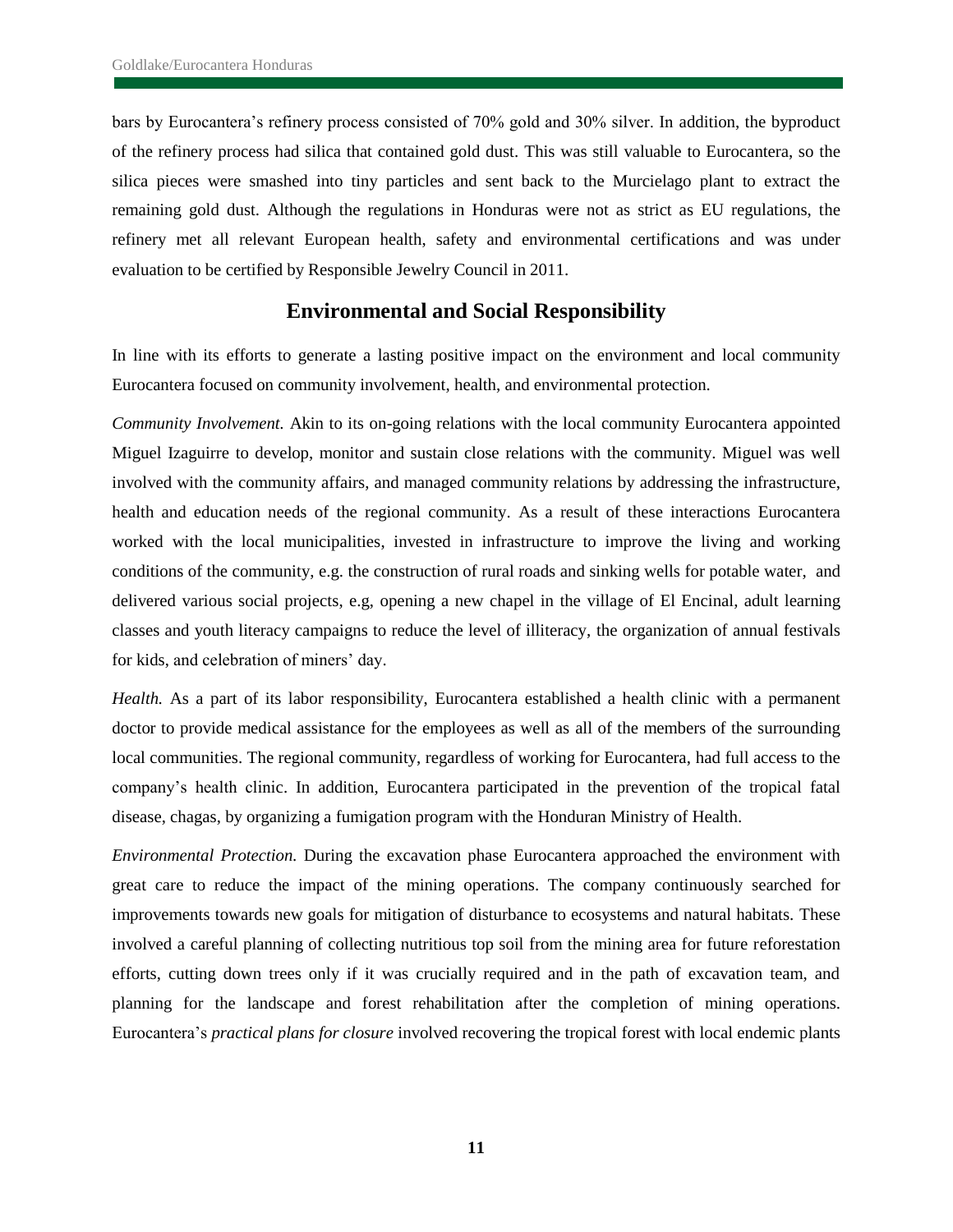bars by Eurocantera's refinery process consisted of 70% gold and 30% silver. In addition, the byproduct of the refinery process had silica that contained gold dust. This was still valuable to Eurocantera, so the silica pieces were smashed into tiny particles and sent back to the Murcielago plant to extract the remaining gold dust. Although the regulations in Honduras were not as strict as EU regulations, the refinery met all relevant European health, safety and environmental certifications and was under evaluation to be certified by Responsible Jewelry Council in 2011.

## Environmental and Social Responsibility

In line with its efforts to generate a lasting positive impact on the environment and local community Eurocantera focused on community involvement, health, and environmental protection.

*Community Involvement.* Akin to its on-going relations with the local community Eurocantera appointed Miguel Izaguirre to develop, monitor and sustain close relations with the community. Miguel was well involved with the community affairs, and managed community relations by addressing the infrastructure, health and education needs of the regional community. As a result of these interactions Eurocantera worked with the local municipalities, invested in infrastructure to improve the living and working conditions of the community, e.g. the construction of rural roads and sinking wells for potable water, and delivered various social projects, e.g, opening a new chapel in the village of El Encinal, adult learning classes and youth literacy campaigns to reduce the level of illiteracy, the organization of annual festivals for kids, and celebration of miners' day.

*Health.* As a part of its labor responsibility, Eurocantera established a health clinic with a permanent doctor to provide medical assistance for the employees as well as all of the members of the surrounding local communities. The regional community, regardless of working for Eurocantera, had full access to the company's health clinic. In addition, Eurocantera participated in the prevention of the tropical fatal disease, chagas, by organizing a fumigation program with the Honduran Ministry of Health.

*Environmental Protection.* During the excavation phase Eurocantera approached the environment with great care to reduce the impact of the mining operations. The company continuously searched for improvements towards new goals for mitigation of disturbance to ecosystems and natural habitats. These involved a careful planning of collecting nutritious top soil from the mining area for future reforestation efforts, cutting down trees only if it was crucially required and in the path of excavation team, and planning for the landscape and forest rehabilitation after the completion of mining operations. Eurocantera's *practical plans for closure* involved recovering the tropical forest with local endemic plants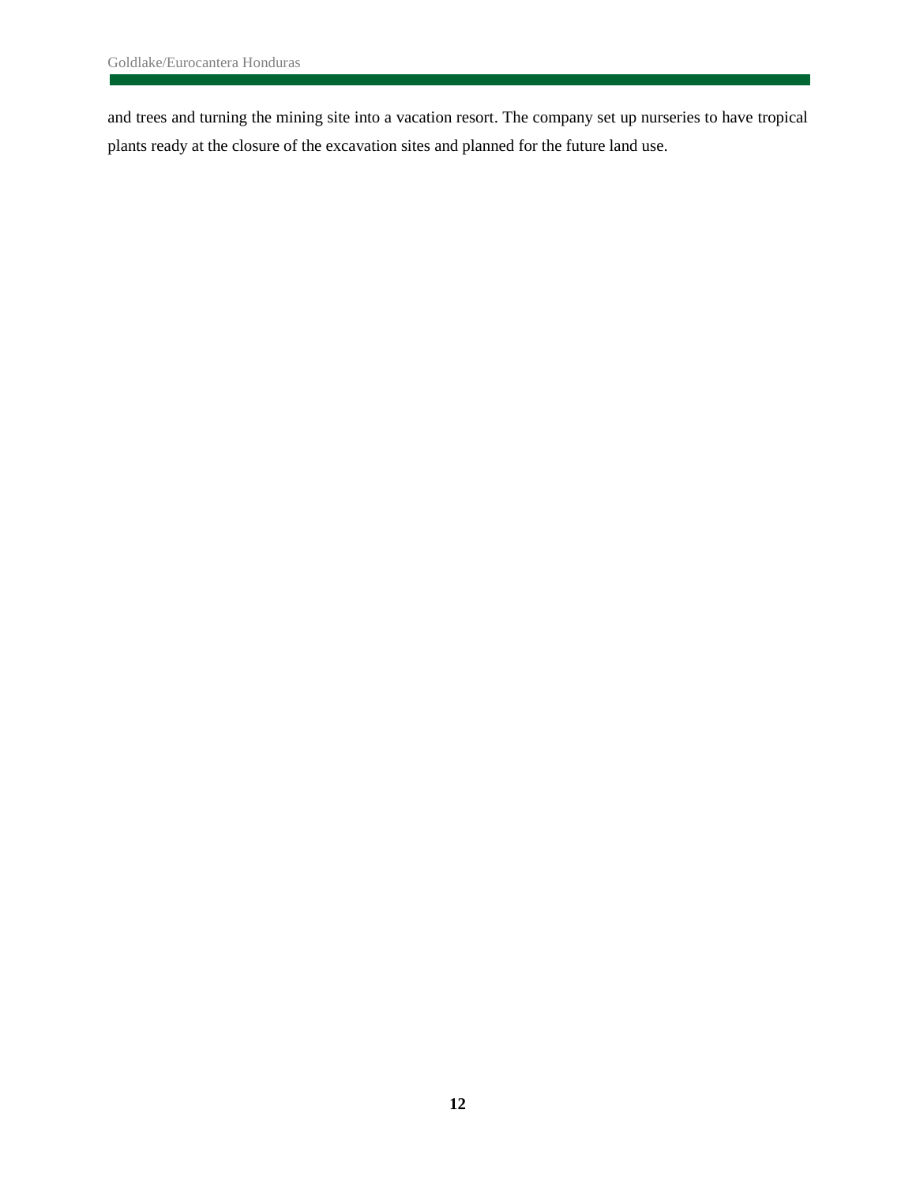and trees and turning the mining site into a vacation resort. The company set up nurseries to have tropical plants ready at the closure of the excavation sites and planned for the future land use.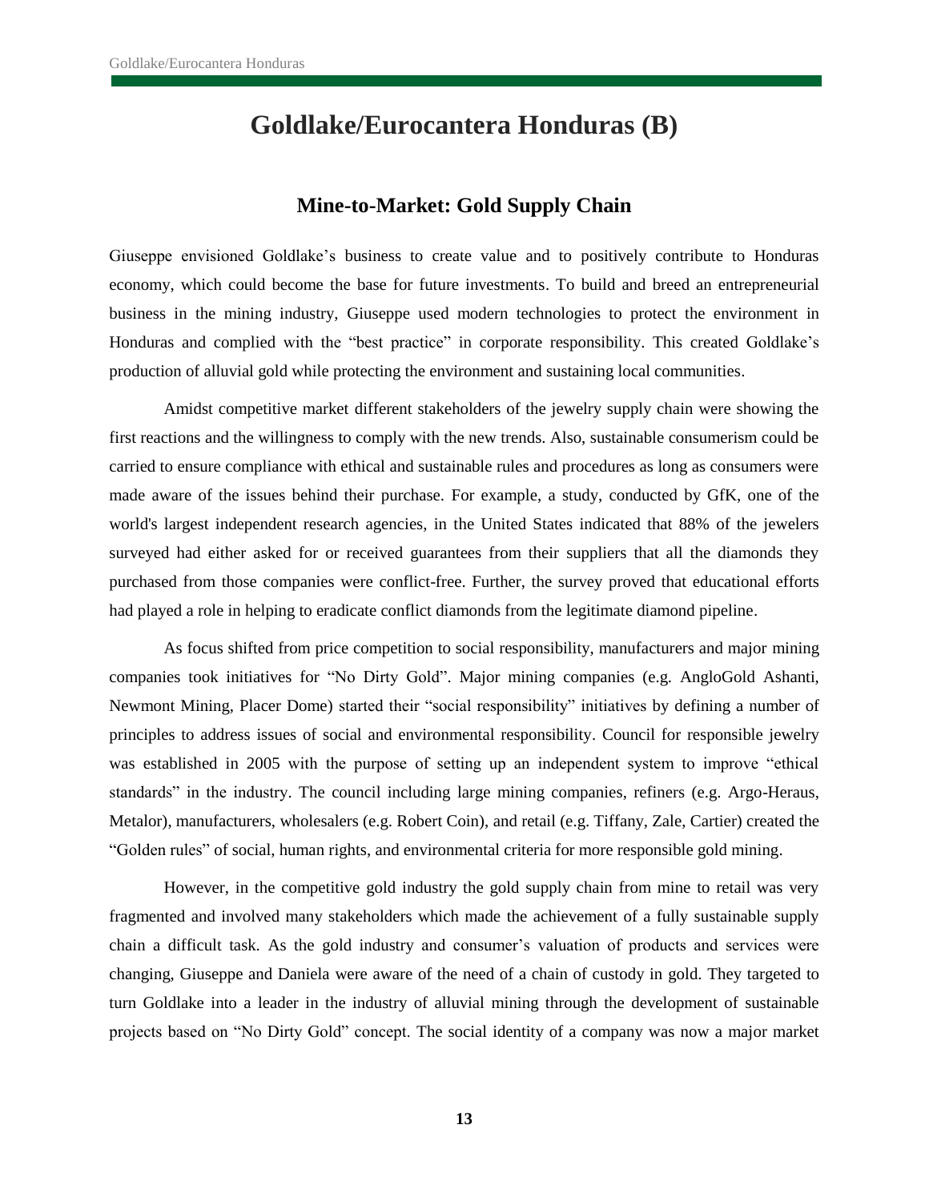# Goldlake/Eurocantera Honduras (B)

## Mine-to-Market: Gold Supply Chain

Giuseppe envisioned Goldlake's business to create value and to positively contribute to Honduras economy, which could become the base for future investments. To build and breed an entrepreneurial business in the mining industry, Giuseppe used modern technologies to protect the environment in Honduras and complied with the "best practice" in corporate responsibility. This created Goldlake's production of alluvial gold while protecting the environment and sustaining local communities.

Amidst competitive market different stakeholders of the jewelry supply chain were showing the first reactions and the willingness to comply with the new trends. Also, sustainable consumerism could be carried to ensure compliance with ethical and sustainable rules and procedures as long as consumers were made aware of the issues behind their purchase. For example, a study, conducted by GfK, one of the world's largest independent research agencies, in the United States indicated that 88% of the jewelers surveyed had either asked for or received guarantees from their suppliers that all the diamonds they purchased from those companies were conflict-free. Further, the survey proved that educational efforts had played a role in helping to eradicate conflict diamonds from the legitimate diamond pipeline.

As focus shifted from price competition to social responsibility, manufacturers and major mining companies took initiatives for "No Dirty Gold". Major mining companies (e.g. AngloGold Ashanti, Newmont Mining, Placer Dome) started their "social responsibility" initiatives by defining a number of principles to address issues of social and environmental responsibility. Council for responsible jewelry was established in 2005 with the purpose of setting up an independent system to improve "ethical standards" in the industry. The council including large mining companies, refiners (e.g. Argo-Heraus, Metalor), manufacturers, wholesalers (e.g. Robert Coin), and retail (e.g. Tiffany, Zale, Cartier) created the "Golden rules" of social, human rights, and environmental criteria for more responsible gold mining.

However, in the competitive gold industry the gold supply chain from mine to retail was very fragmented and involved many stakeholders which made the achievement of a fully sustainable supply chain a difficult task. As the gold industry and consumer's valuation of products and services were changing, Giuseppe and Daniela were aware of the need of a chain of custody in gold. They targeted to turn Goldlake into a leader in the industry of alluvial mining through the development of sustainable projects based on "No Dirty Gold" concept. The social identity of a company was now a major market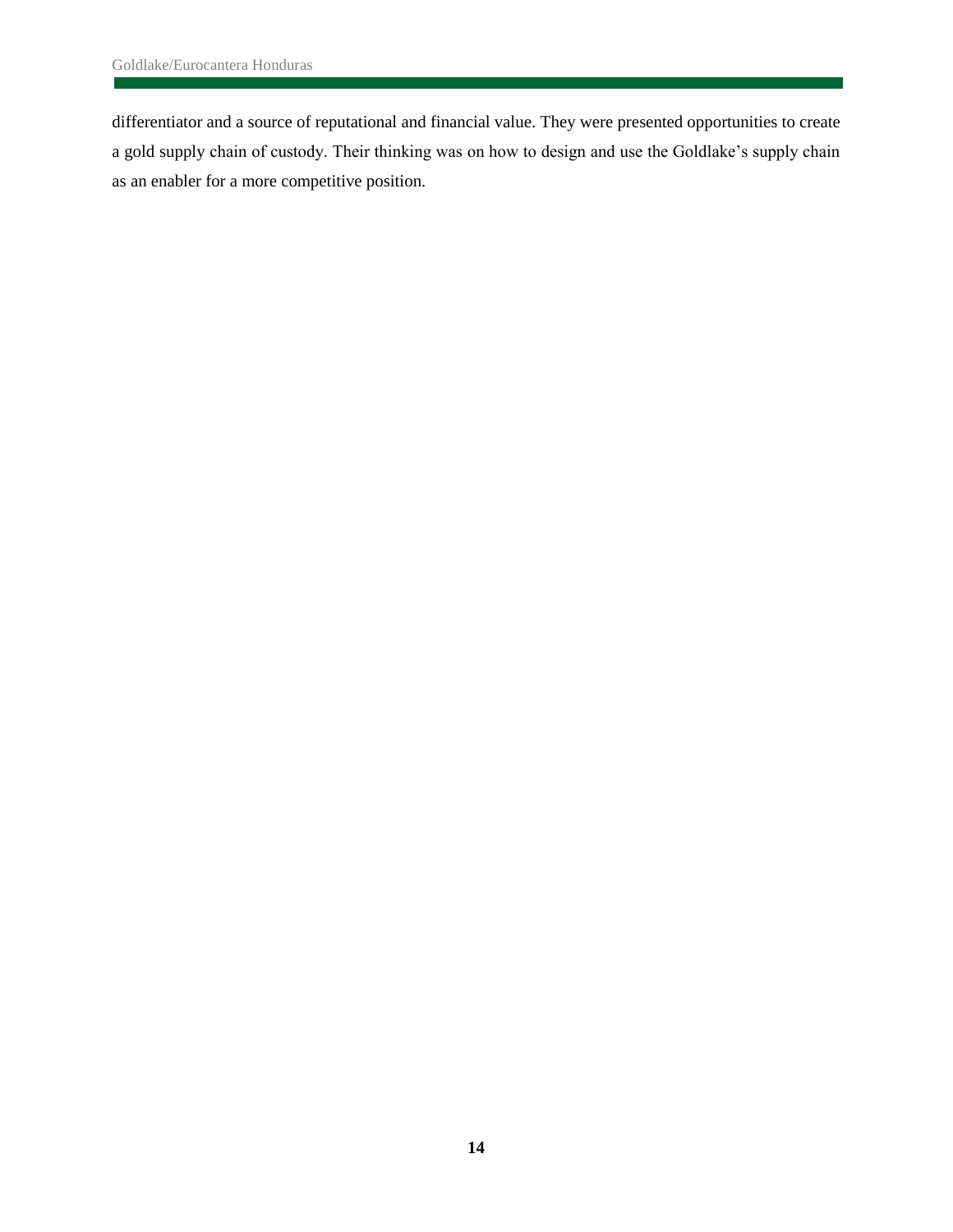differentiator and a source of reputational and financial value. They were presented opportunities to create a gold supply chain of custody. Their thinking was on how to design and use the Goldlake's supply chain as an enabler for a more competitive position.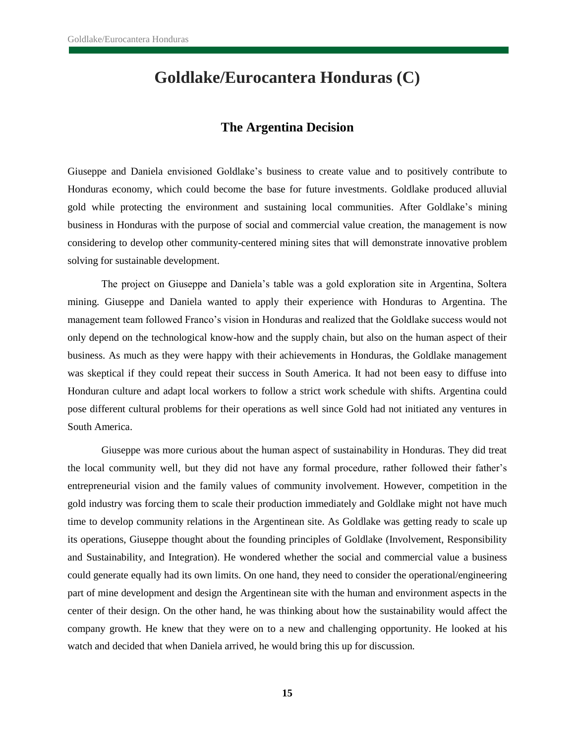# Goldlake/Eurocantera Honduras (C)

## The Argentina Decision

Giuseppe and Daniela envisioned Goldlake's business to create value and to positively contribute to Honduras economy, which could become the base for future investments. Goldlake produced alluvial gold while protecting the environment and sustaining local communities. After Goldlake's mining business in Honduras with the purpose of social and commercial value creation, the management is now considering to develop other community-centered mining sites that will demonstrate innovative problem solving for sustainable development.

The project on Giuseppe and Daniela's table was a gold exploration site in Argentina, Soltera mining. Giuseppe and Daniela wanted to apply their experience with Honduras to Argentina. The management team followed Franco's vision in Honduras and realized that the Goldlake success would not only depend on the technological know-how and the supply chain, but also on the human aspect of their business. As much as they were happy with their achievements in Honduras, the Goldlake management was skeptical if they could repeat their success in South America. It had not been easy to diffuse into Honduran culture and adapt local workers to follow a strict work schedule with shifts. Argentina could pose different cultural problems for their operations as well since Gold had not initiated any ventures in South America.

Giuseppe was more curious about the human aspect of sustainability in Honduras. They did treat the local community well, but they did not have any formal procedure, rather followed their father's entrepreneurial vision and the family values of community involvement. However, competition in the gold industry was forcing them to scale their production immediately and Goldlake might not have much time to develop community relations in the Argentinean site. As Goldlake was getting ready to scale up its operations, Giuseppe thought about the founding principles of Goldlake (Involvement, Responsibility and Sustainability, and Integration). He wondered whether the social and commercial value a business could generate equally had its own limits. On one hand, they need to consider the operational/engineering part of mine development and design the Argentinean site with the human and environment aspects in the center of their design. On the other hand, he was thinking about how the sustainability would affect the company growth. He knew that they were on to a new and challenging opportunity. He looked at his watch and decided that when Daniela arrived, he would bring this up for discussion.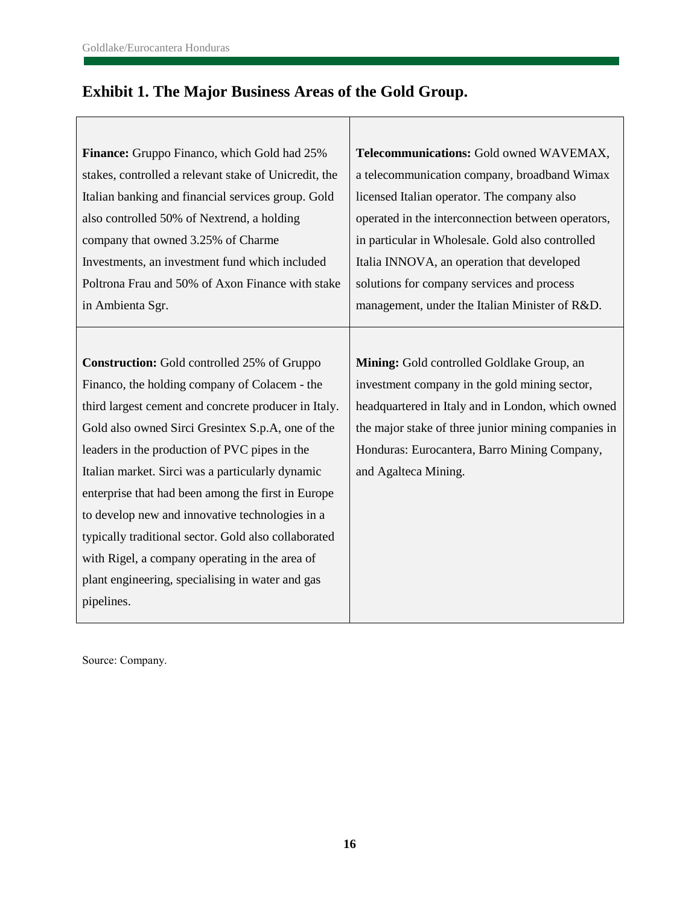## Exhibit 1. The Major Business Areas of the Gold Group.

| | |
|---|---|
| **Finance:** Gruppo Financo, which Gold had 25% stakes, controlled a relevant stake of Unicredit, the Italian banking and financial services group. Gold also controlled 50% of Nextrend, a holding company that owned 3.25% of Charme Investments, an investment fund which included Poltrona Frau and 50% of Axon Finance with stake in Ambienta Sgr. | **Telecommunications:** Gold owned WAVEMAX, a telecommunication company, broadband Wimax licensed Italian operator. The company also operated in the interconnection between operators, in particular in Wholesale. Gold also controlled Italia INNOVA, an operation that developed solutions for company services and process management, under the Italian Minister of R&D. |
| **Construction:** Gold controlled 25% of Gruppo Financo, the holding company of Colacem - the third largest cement and concrete producer in Italy. Gold also owned Sirci Gresintex S.p.A, one of the leaders in the production of PVC pipes in the Italian market. Sirci was a particularly dynamic enterprise that had been among the first in Europe to develop new and innovative technologies in a typically traditional sector. Gold also collaborated with Rigel, a company operating in the area of plant engineering, specialising in water and gas pipelines. | **Mining:** Gold controlled Goldlake Group, an investment company in the gold mining sector, headquartered in Italy and in London, which owned the major stake of three junior mining companies in Honduras: Eurocantera, Barro Mining Company, and Agalteca Mining. |

Source: Company.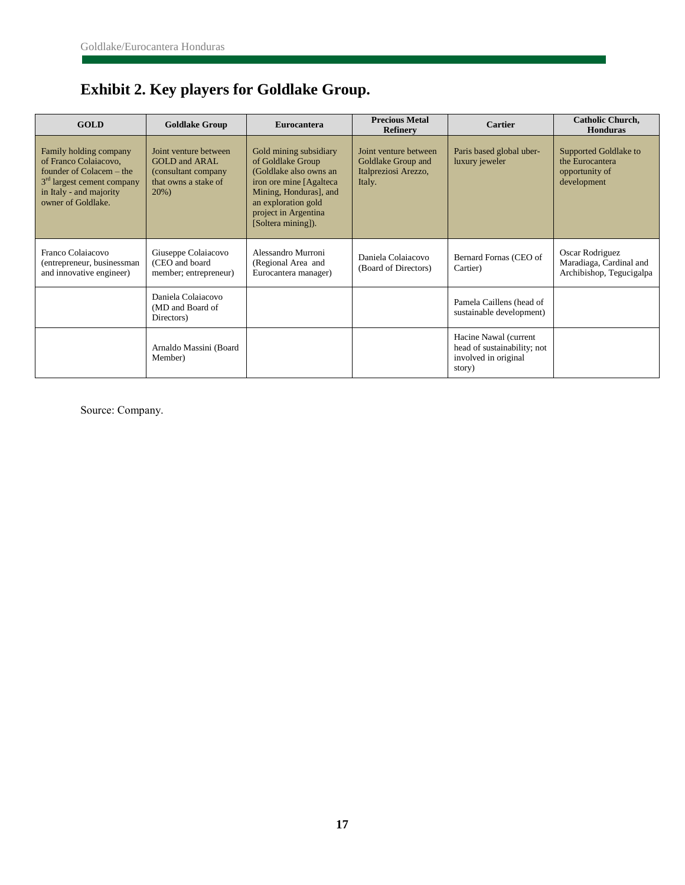# Exhibit 2. Key players for Goldlake Group.

| GOLD | Goldlake Group | Eurocantera | Precious Metal Refinery | Cartier | Catholic Church, Honduras |
|---|---|---|---|---|---|
| Family holding company of Franco Colaiacovo, founder of Colacem – the 3rd largest cement company in Italy - and majority owner of Goldlake. | Joint venture between GOLD and ARAL (consultant company that owns a stake of 20%) | Gold mining subsidiary of Goldlake Group (Goldlake also owns an iron ore mine [Agalteca Mining, Honduras], and an exploration gold project in Argentina [Soltera mining]). | Joint venture between Goldlake Group and Italpreziosi Arezzo, Italy. | Paris based global uber-luxury jeweler | Supported Goldlake to the Eurocantera opportunity of development |
| Franco Colaiacovo (entrepreneur, businessman and innovative engineer) | Giuseppe Colaiacovo (CEO and board member; entrepreneur) | Alessandro Murroni (Regional Area and Eurocantera manager) | Daniela Colaiacovo (Board of Directors) | Bernard Fornas (CEO of Cartier) | Oscar Rodriguez Maradiaga, Cardinal and Archibishop, Tegucigalpa |
| | Daniela Colaiacovo (MD and Board of Directors) | | | Pamela Caillens (head of sustainable development) | |
| | Arnaldo Massini (Board Member) | | | Hacine Nawal (current head of sustainability; not involved in original story) | |

Source: Company.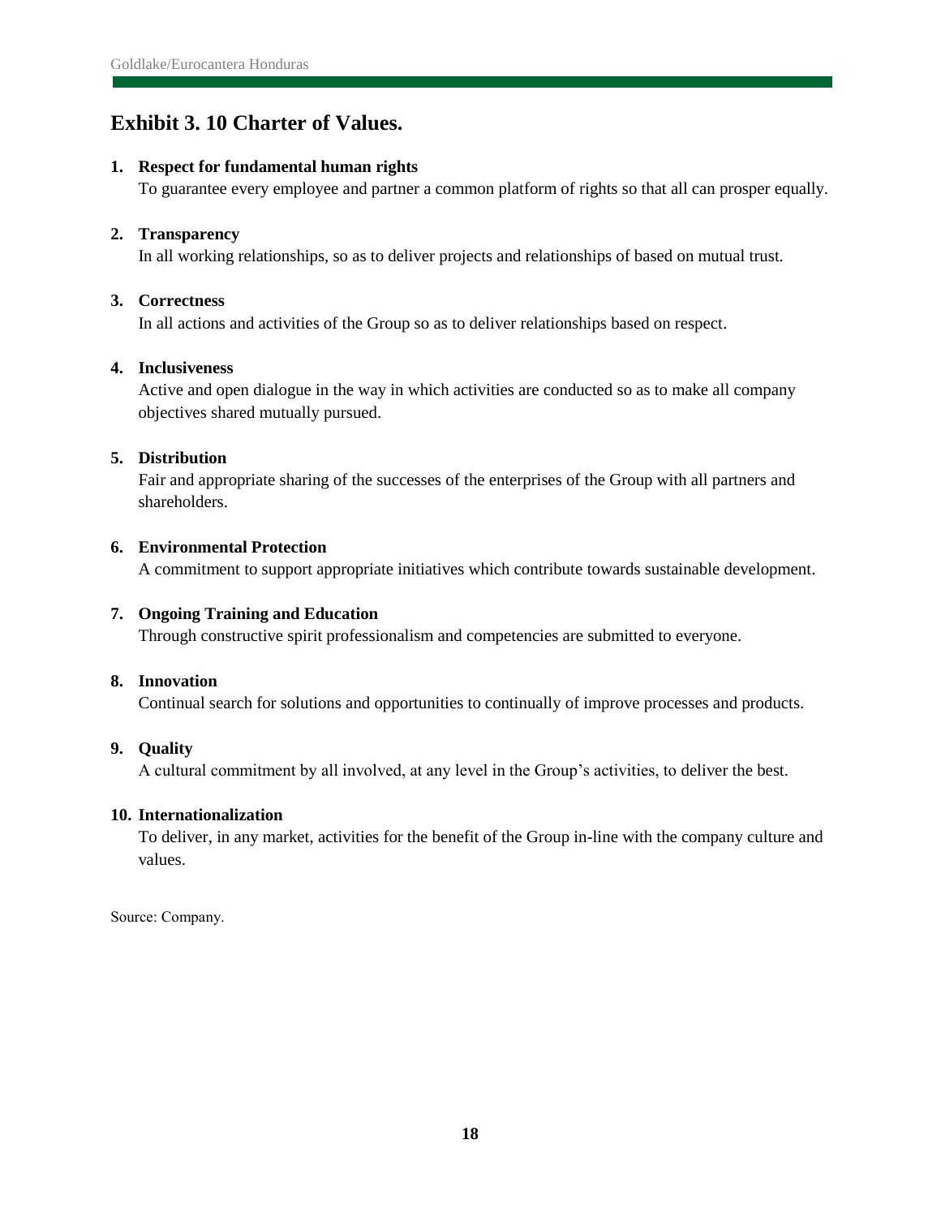## Exhibit 3. 10 Charter of Values.

1. **Respect for fundamental human rights**
   To guarantee every employee and partner a common platform of rights so that all can prosper equally.

2. **Transparency**
   In all working relationships, so as to deliver projects and relationships of based on mutual trust.

3. **Correctness**
   In all actions and activities of the Group so as to deliver relationships based on respect.

4. **Inclusiveness**
   Active and open dialogue in the way in which activities are conducted so as to make all company objectives shared mutually pursued.

5. **Distribution**
   Fair and appropriate sharing of the successes of the enterprises of the Group with all partners and shareholders.

6. **Environmental Protection**
   A commitment to support appropriate initiatives which contribute towards sustainable development.

7. **Ongoing Training and Education**
   Through constructive spirit professionalism and competencies are submitted to everyone.

8. **Innovation**
   Continual search for solutions and opportunities to continually of improve processes and products.

9. **Quality**
   A cultural commitment by all involved, at any level in the Group's activities, to deliver the best.

10. **Internationalization**
    To deliver, in any market, activities for the benefit of the Group in-line with the company culture and values.

Source: Company.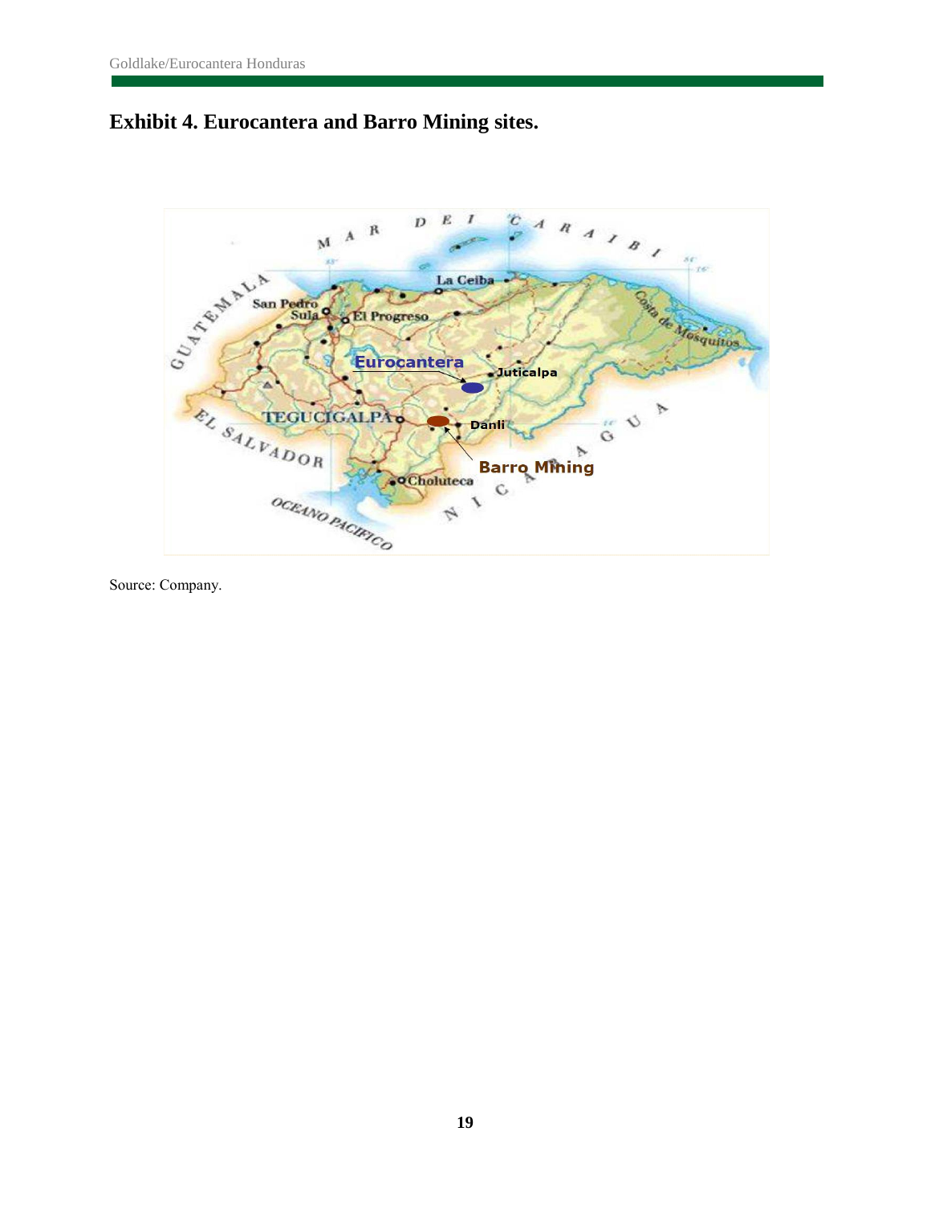**Exhibit 4. Eurocantera and Barro Mining sites.**

Source: Company.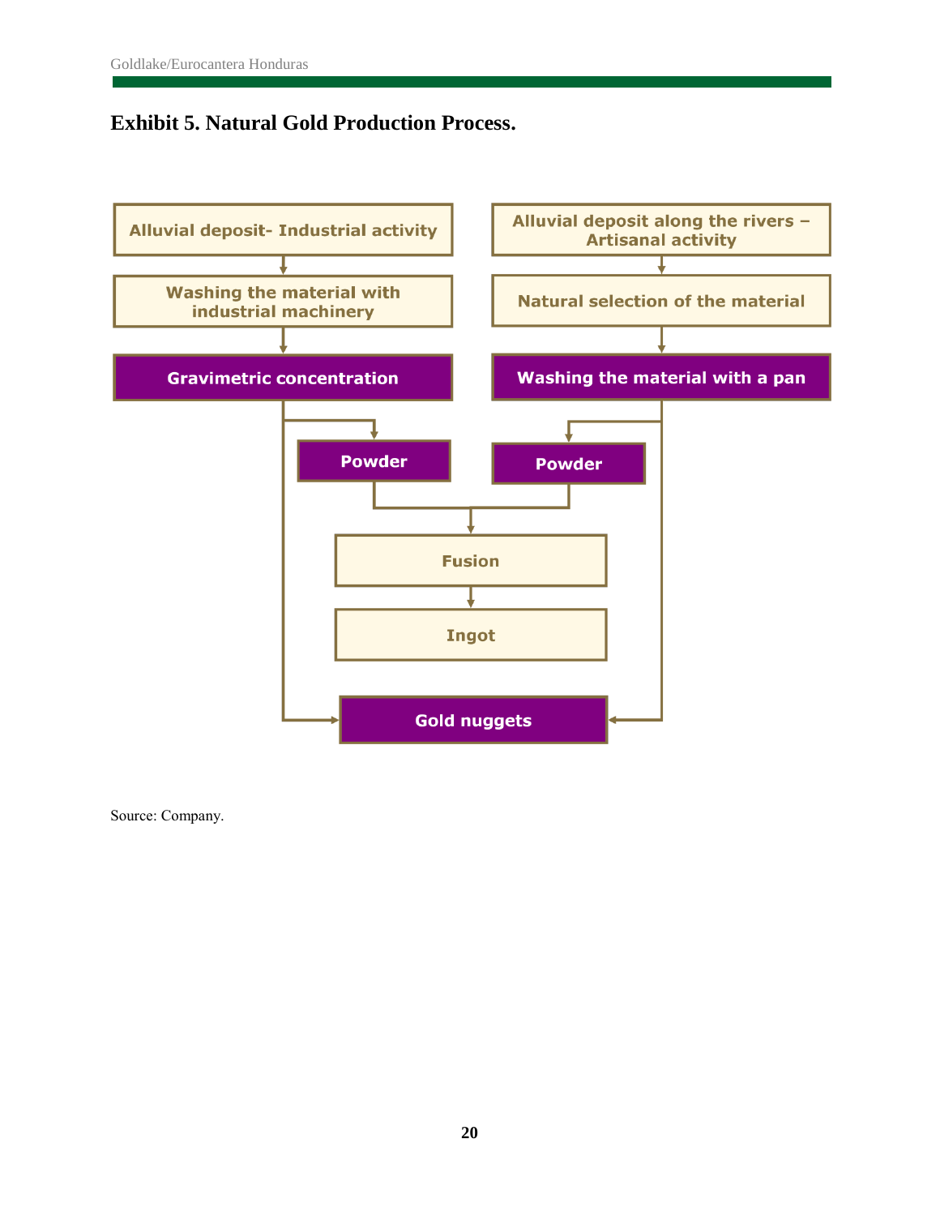## Exhibit 5. Natural Gold Production Process.

Alluvial deposit- Industrial activity → Washing the material with industrial machinery → Gravimetric concentration → Powder / Gold nuggets

Alluvial deposit along the rivers – Artisanal activity → Natural selection of the material → Washing the material with a pan → Powder / Gold nuggets

Powder + Powder → Fusion → Ingot

Source: Company.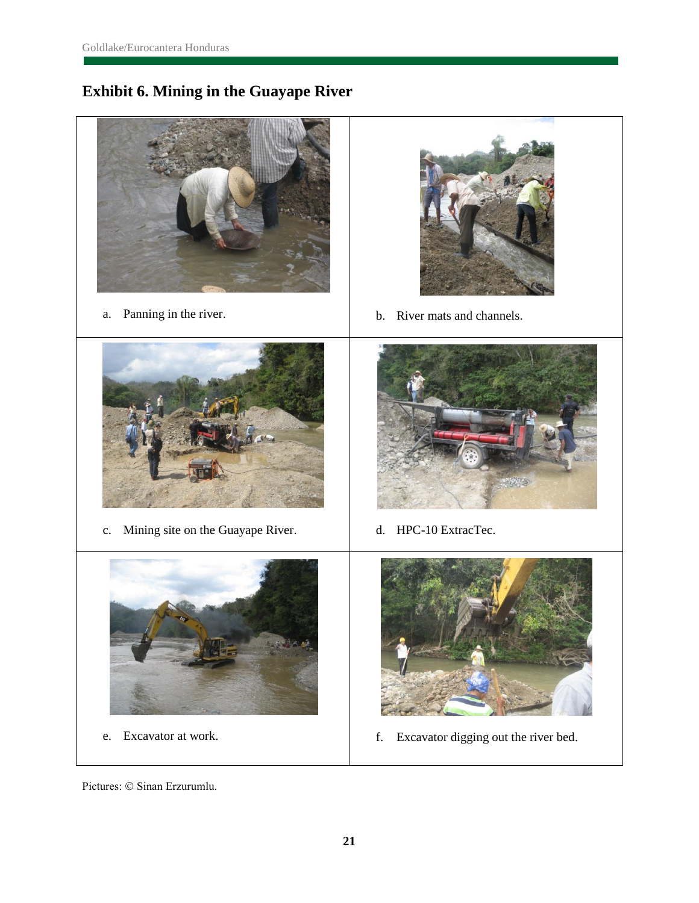## Exhibit 6. Mining in the Guayape River

| | |
|---|---|
| a. Panning in the river. | b. River mats and channels. |
| c. Mining site on the Guayape River. | d. HPC-10 ExtracTec. |
| e. Excavator at work. | f. Excavator digging out the river bed. |

Pictures: © Sinan Erzurumlu.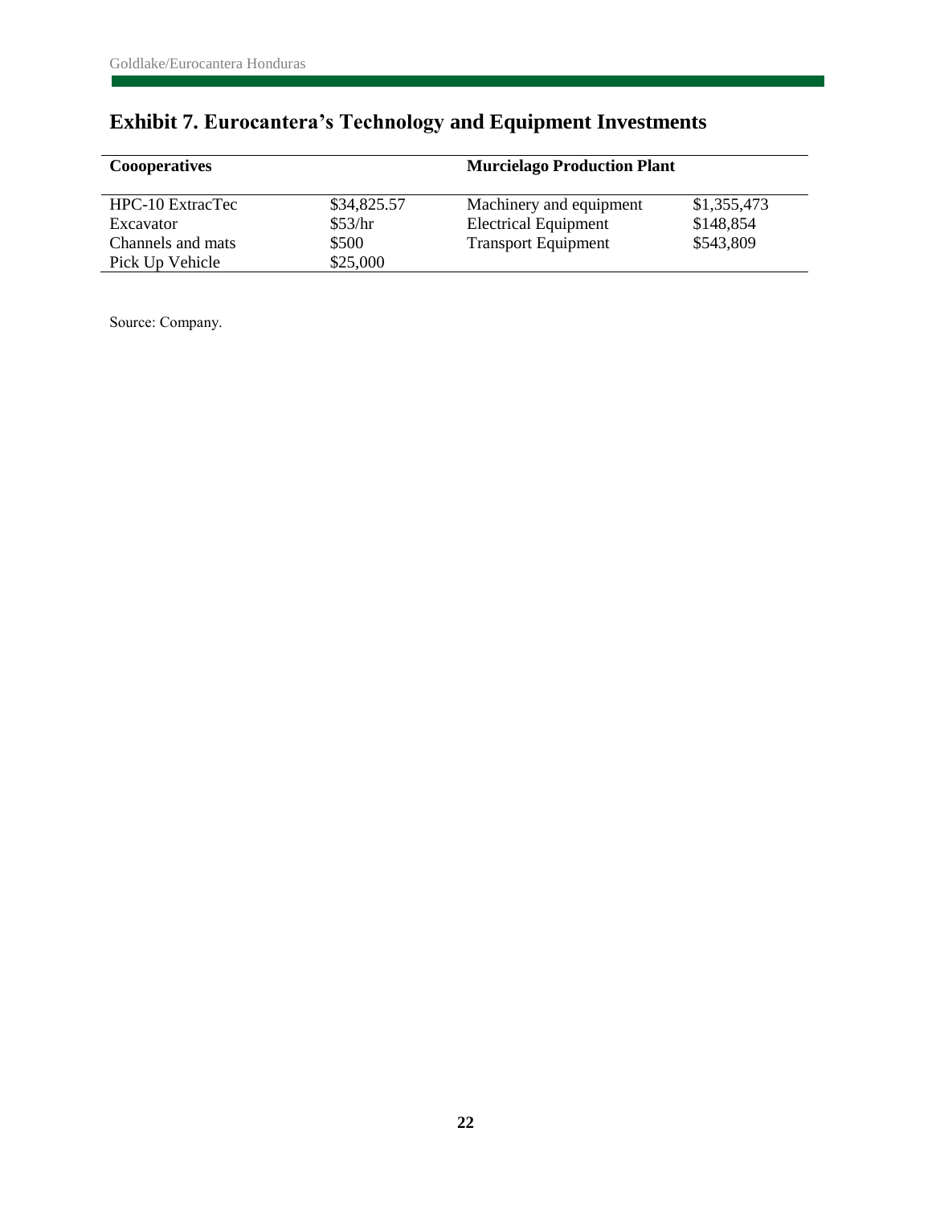## Exhibit 7. Eurocantera's Technology and Equipment Investments

| Coooperatives | | Murcielago Production Plant | |
|---|---|---|---|
| HPC-10 ExtracTec | $34,825.57 | Machinery and equipment | $1,355,473 |
| Excavator | $53/hr | Electrical Equipment | $148,854 |
| Channels and mats | $500 | Transport Equipment | $543,809 |
| Pick Up Vehicle | $25,000 | | |

Source: Company.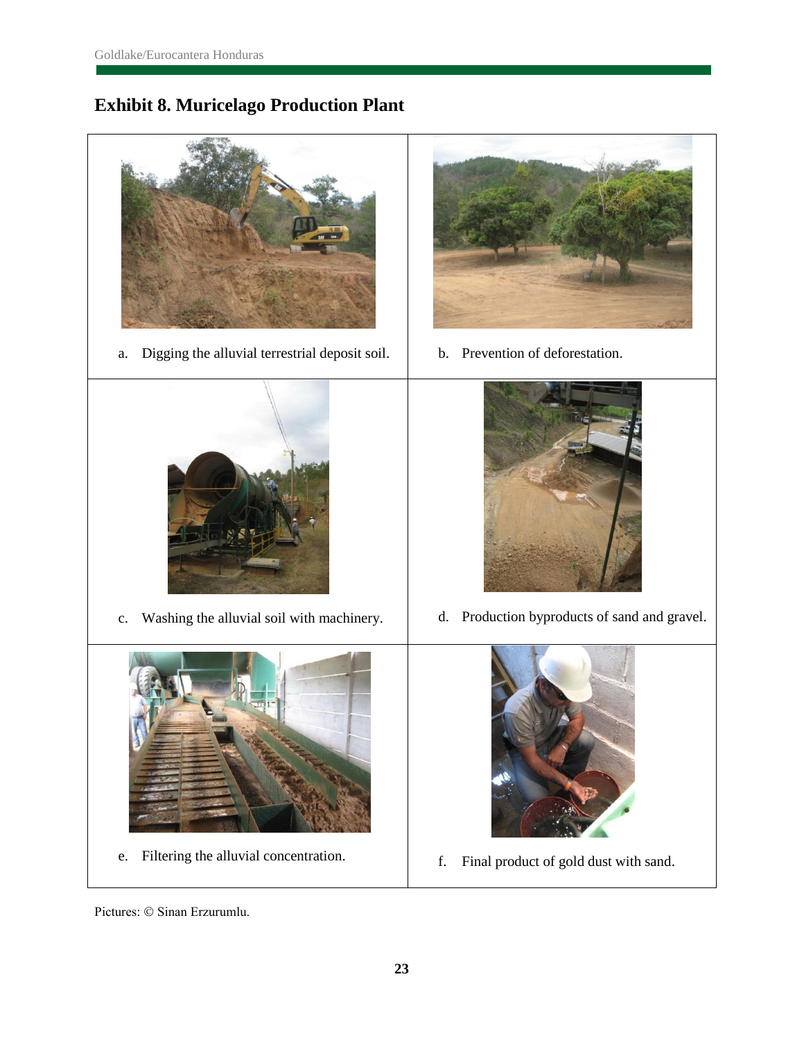## Exhibit 8. Muricelago Production Plant

a. Digging the alluvial terrestrial deposit soil.

b. Prevention of deforestation.

c. Washing the alluvial soil with machinery.

d. Production byproducts of sand and gravel.

e. Filtering the alluvial concentration.

f. Final product of gold dust with sand.

Pictures: © Sinan Erzurumlu.